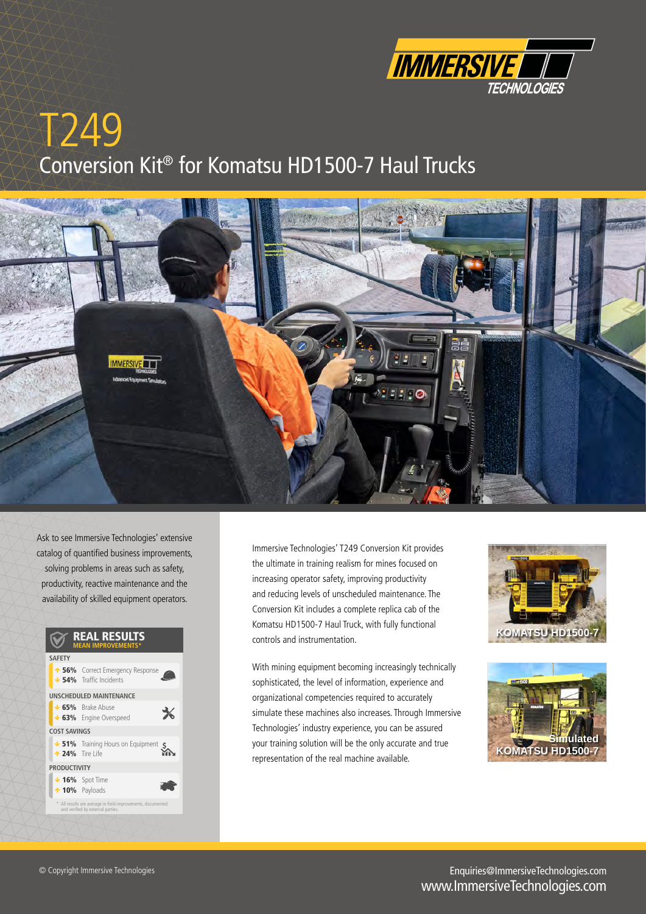# T249

## Conversion Kit® for Komatsu HD1500-7 Haul Trucks

Ask to see Immersive Technologies' extensive catalog of quantified business improvements, solving problems in areas such as safety, productivity, reactive maintenance and the availability of skilled equipment operators.

### REAL RESULTS

MEAN IMPROVEMENTS*

**SAFETY**

- ↑ **56%** Correct Emergency Response
- ↓ **54%** Traffic Incidents

**UNSCHEDULED MAINTENANCE**

- ↓ **65%** Brake Abuse
- ↓ **63%** Engine Overspeed

**COST SAVINGS**

- ↓ **51%** Training Hours on Equipment
- ↑ **24%** Tire Life

**PRODUCTIVITY**

- ↓ **16%** Spot Time
- ↑ **10%** Payloads

\* All results are average in-field improvements, documented and verified by external parties.

Immersive Technologies' T249 Conversion Kit provides the ultimate in training realism for mines focused on increasing operator safety, improving productivity and reducing levels of unscheduled maintenance. The Conversion Kit includes a complete replica cab of the Komatsu HD1500-7 Haul Truck, with fully functional controls and instrumentation.

With mining equipment becoming increasingly technically sophisticated, the level of information, experience and organizational competencies required to accurately simulate these machines also increases. Through Immersive Technologies' industry experience, you can be assured your training solution will be the only accurate and true representation of the real machine available.

KOMATSU HD1500-7

Simulated KOMATSU HD1500-7

© Copyright Immersive Technologies

Enquiries@ImmersiveTechnologies.com
www.ImmersiveTechnologies.com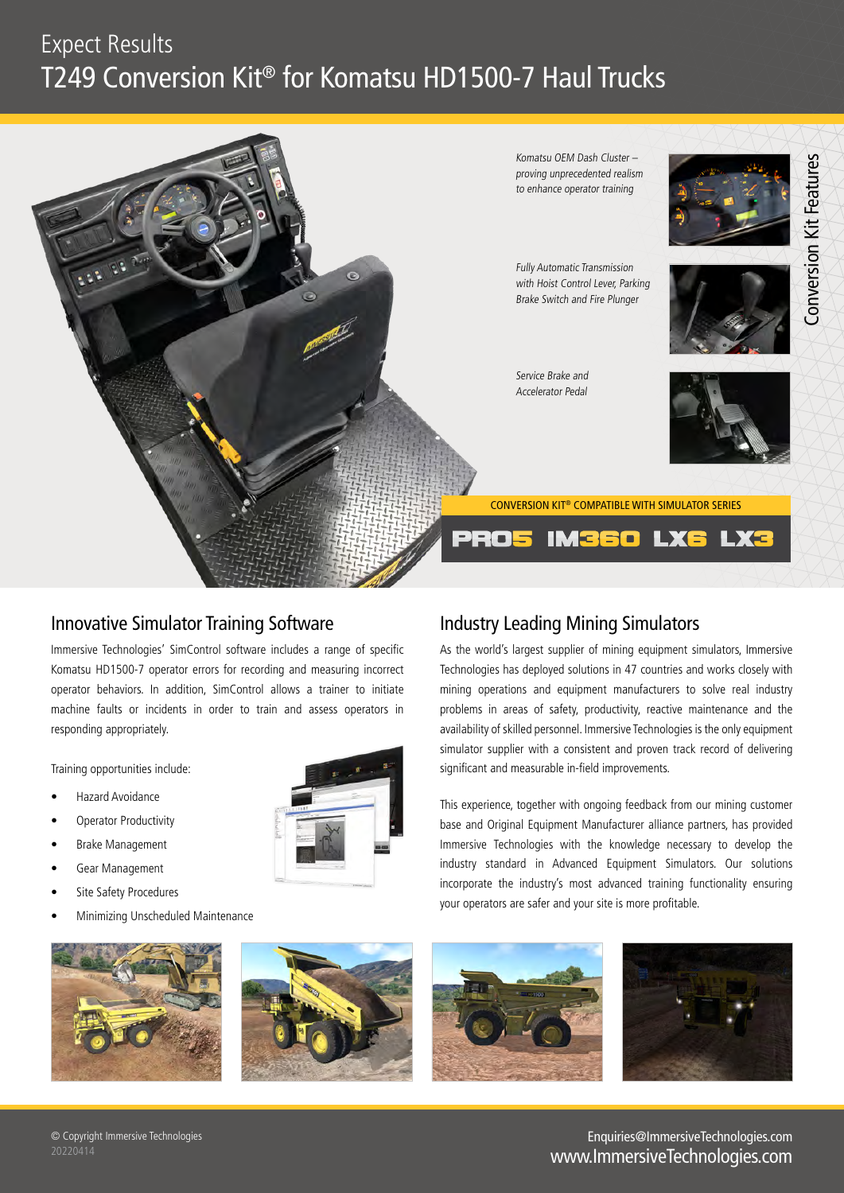# Expect Results

## T249 Conversion Kit® for Komatsu HD1500-7 Haul Trucks

### Conversion Kit Features

*Komatsu OEM Dash Cluster – proving unprecedented realism to enhance operator training*

*Fully Automatic Transmission with Hoist Control Lever, Parking Brake Switch and Fire Plunger*

*Service Brake and Accelerator Pedal*

CONVERSION KIT® COMPATIBLE WITH SIMULATOR SERIES

PRO5 IM360 LX6 LX3

## Innovative Simulator Training Software

Immersive Technologies' SimControl software includes a range of specific Komatsu HD1500-7 operator errors for recording and measuring incorrect operator behaviors. In addition, SimControl allows a trainer to initiate machine faults or incidents in order to train and assess operators in responding appropriately.

Training opportunities include:

- Hazard Avoidance
- Operator Productivity
- Brake Management
- Gear Management
- Site Safety Procedures
- Minimizing Unscheduled Maintenance

## Industry Leading Mining Simulators

As the world's largest supplier of mining equipment simulators, Immersive Technologies has deployed solutions in 47 countries and works closely with mining operations and equipment manufacturers to solve real industry problems in areas of safety, productivity, reactive maintenance and the availability of skilled personnel. Immersive Technologies is the only equipment simulator supplier with a consistent and proven track record of delivering significant and measurable in-field improvements.

This experience, together with ongoing feedback from our mining customer base and Original Equipment Manufacturer alliance partners, has provided Immersive Technologies with the knowledge necessary to develop the industry standard in Advanced Equipment Simulators. Our solutions incorporate the industry's most advanced training functionality ensuring your operators are safer and your site is more profitable.

© Copyright Immersive Technologies
20220414

Enquiries@ImmersiveTechnologies.com
www.ImmersiveTechnologies.com